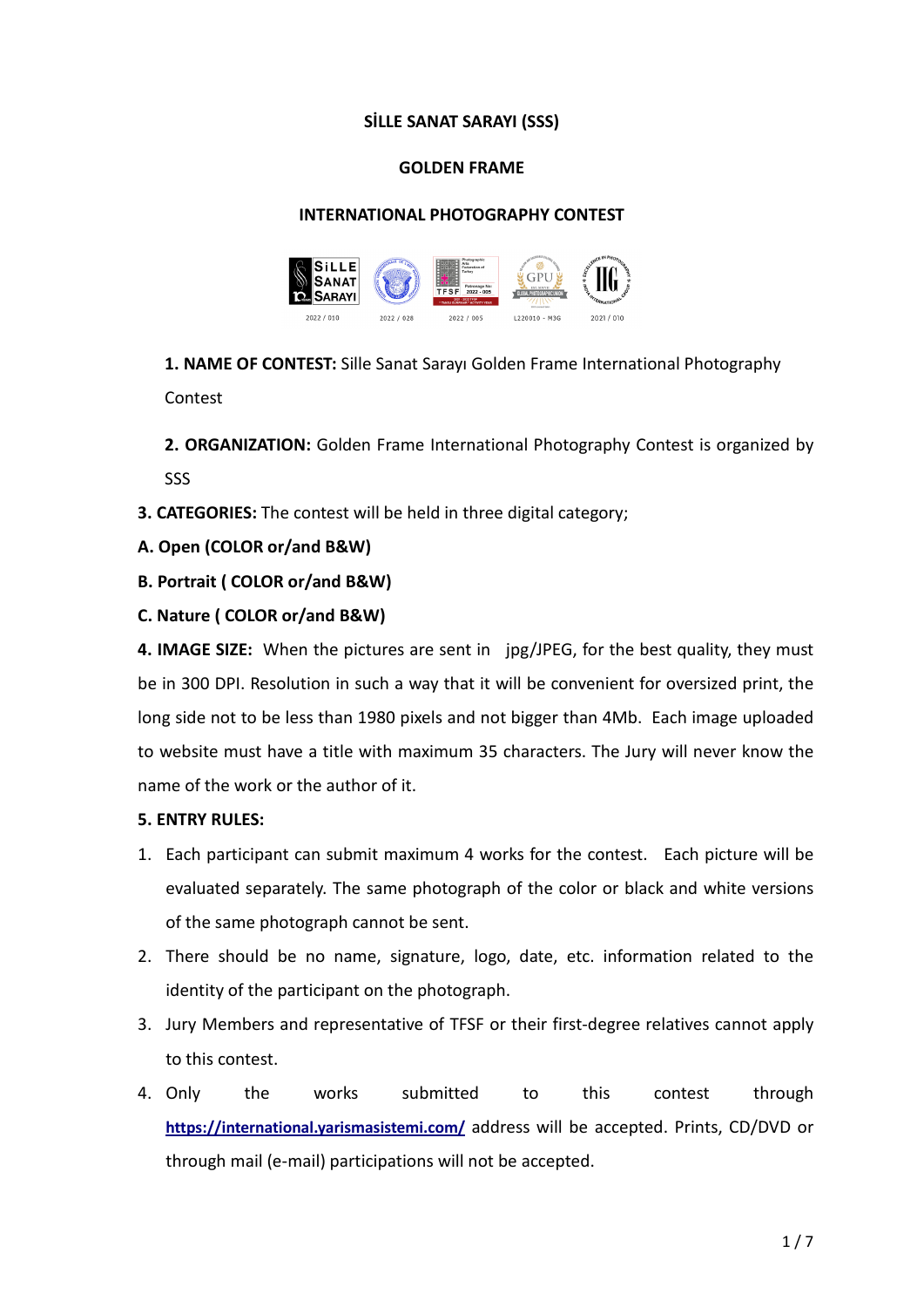**SİLLE SANAT SARAYI (SSS)**

**GOLDEN FRAME**

**INTERNATIONAL PHOTOGRAPHY CONTEST**

2022 / 010 2022 / 028 2022 / 005 L220010 - M3G 2021 / 010

**1. NAME OF CONTEST:** Sille Sanat Sarayı Golden Frame International Photography Contest

**2. ORGANIZATION:** Golden Frame International Photography Contest is organized by SSS

**3. CATEGORIES:** The contest will be held in three digital category;

**A. Open (COLOR or/and B&W)**

**B. Portrait ( COLOR or/and B&W)**

**C. Nature ( COLOR or/and B&W)**

**4. IMAGE SIZE:** When the pictures are sent in jpg/JPEG, for the best quality, they must be in 300 DPI. Resolution in such a way that it will be convenient for oversized print, the long side not to be less than 1980 pixels and not bigger than 4Mb. Each image uploaded to website must have a title with maximum 35 characters. The Jury will never know the name of the work or the author of it.

**5. ENTRY RULES:**

1. Each participant can submit maximum 4 works for the contest. Each picture will be evaluated separately. The same photograph of the color or black and white versions of the same photograph cannot be sent.
2. There should be no name, signature, logo, date, etc. information related to the identity of the participant on the photograph.
3. Jury Members and representative of TFSF or their first-degree relatives cannot apply to this contest.
4. Only the works submitted to this contest through [https://international.yarismasistemi.com/](https://international.yarismasistemi.com/) address will be accepted. Prints, CD/DVD or through mail (e-mail) participations will not be accepted.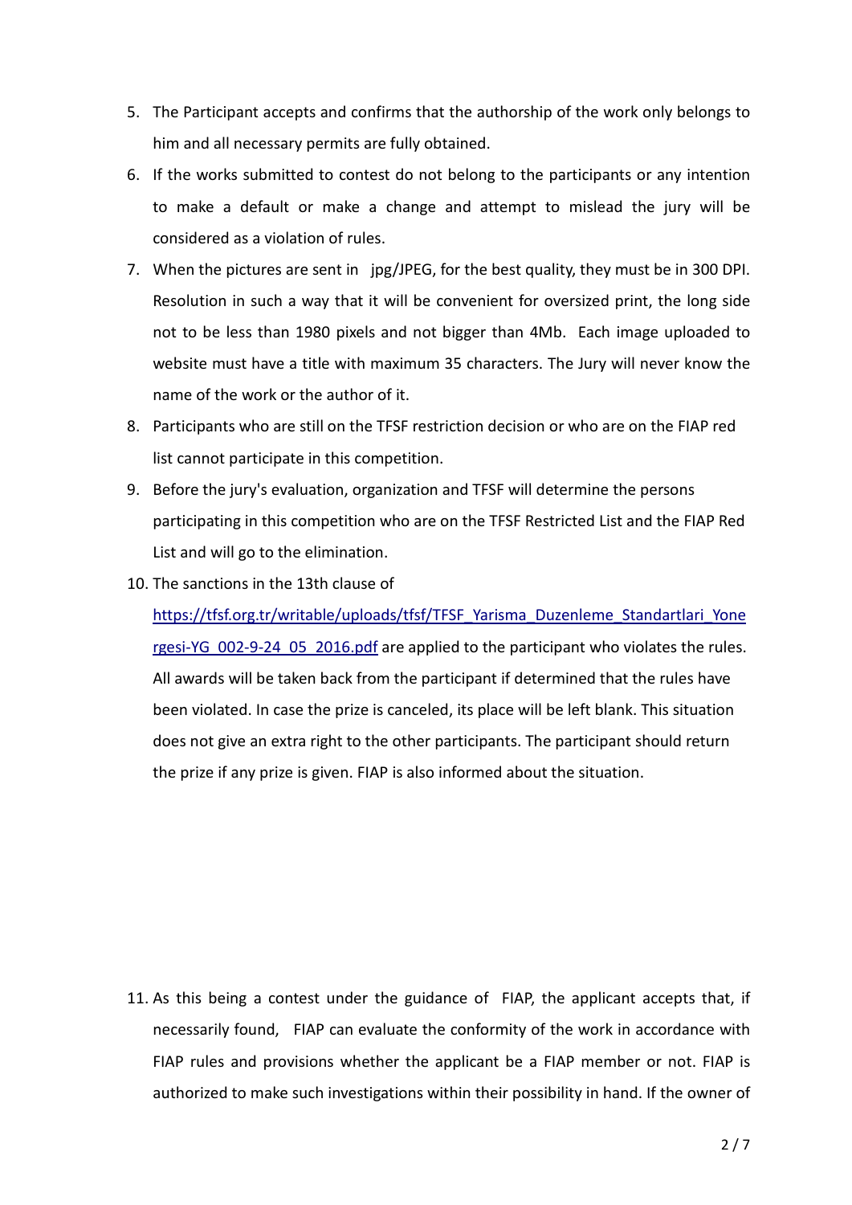5. The Participant accepts and confirms that the authorship of the work only belongs to him and all necessary permits are fully obtained.
6. If the works submitted to contest do not belong to the participants or any intention to make a default or make a change and attempt to mislead the jury will be considered as a violation of rules.
7. When the pictures are sent in jpg/JPEG, for the best quality, they must be in 300 DPI. Resolution in such a way that it will be convenient for oversized print, the long side not to be less than 1980 pixels and not bigger than 4Mb. Each image uploaded to website must have a title with maximum 35 characters. The Jury will never know the name of the work or the author of it.
8. Participants who are still on the TFSF restriction decision or who are on the FIAP red list cannot participate in this competition.
9. Before the jury's evaluation, organization and TFSF will determine the persons participating in this competition who are on the TFSF Restricted List and the FIAP Red List and will go to the elimination.
10. The sanctions in the 13th clause of [https://tfsf.org.tr/writable/uploads/tfsf/TFSF_Yarisma_Duzenleme_Standartlari_Yonergesi-YG_002-9-24_05_2016.pdf](https://tfsf.org.tr/writable/uploads/tfsf/TFSF_Yarisma_Duzenleme_Standartlari_Yonergesi-YG_002-9-24_05_2016.pdf) are applied to the participant who violates the rules. All awards will be taken back from the participant if determined that the rules have been violated. In case the prize is canceled, its place will be left blank. This situation does not give an extra right to the other participants. The participant should return the prize if any prize is given. FIAP is also informed about the situation.
11. As this being a contest under the guidance of FIAP, the applicant accepts that, if necessarily found, FIAP can evaluate the conformity of the work in accordance with FIAP rules and provisions whether the applicant be a FIAP member or not. FIAP is authorized to make such investigations within their possibility in hand. If the owner of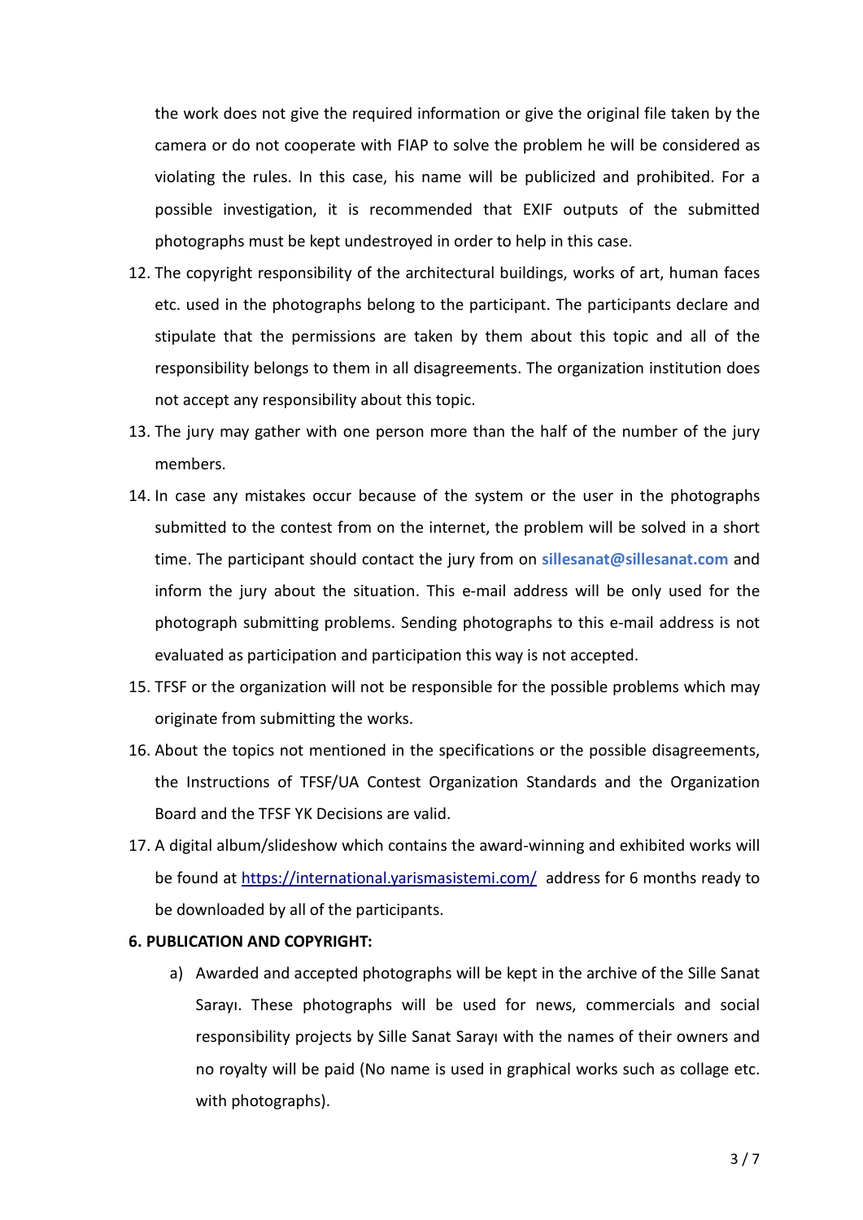the work does not give the required information or give the original file taken by the camera or do not cooperate with FIAP to solve the problem he will be considered as violating the rules. In this case, his name will be publicized and prohibited. For a possible investigation, it is recommended that EXIF outputs of the submitted photographs must be kept undestroyed in order to help in this case.

12. The copyright responsibility of the architectural buildings, works of art, human faces etc. used in the photographs belong to the participant. The participants declare and stipulate that the permissions are taken by them about this topic and all of the responsibility belongs to them in all disagreements. The organization institution does not accept any responsibility about this topic.
13. The jury may gather with one person more than the half of the number of the jury members.
14. In case any mistakes occur because of the system or the user in the photographs submitted to the contest from on the internet, the problem will be solved in a short time. The participant should contact the jury from on **sillesanat@sillesanat.com** and inform the jury about the situation. This e-mail address will be only used for the photograph submitting problems. Sending photographs to this e-mail address is not evaluated as participation and participation this way is not accepted.
15. TFSF or the organization will not be responsible for the possible problems which may originate from submitting the works.
16. About the topics not mentioned in the specifications or the possible disagreements, the Instructions of TFSF/UA Contest Organization Standards and the Organization Board and the TFSF YK Decisions are valid.
17. A digital album/slideshow which contains the award-winning and exhibited works will be found at https://international.yarismasistemi.com/ address for 6 months ready to be downloaded by all of the participants.

**6. PUBLICATION AND COPYRIGHT:**

a) Awarded and accepted photographs will be kept in the archive of the Sille Sanat Sarayı. These photographs will be used for news, commercials and social responsibility projects by Sille Sanat Sarayı with the names of their owners and no royalty will be paid (No name is used in graphical works such as collage etc. with photographs).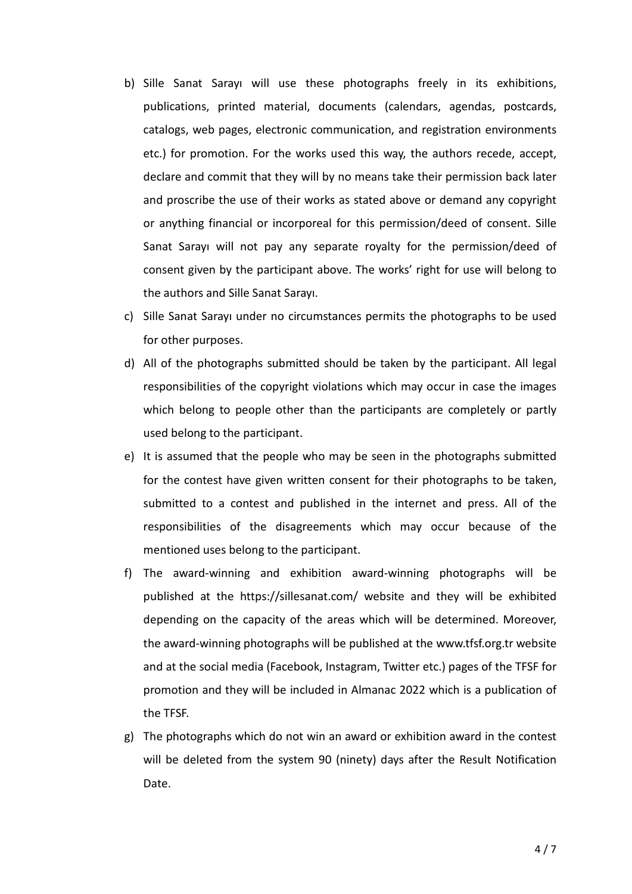b) Sille Sanat Sarayı will use these photographs freely in its exhibitions, publications, printed material, documents (calendars, agendas, postcards, catalogs, web pages, electronic communication, and registration environments etc.) for promotion. For the works used this way, the authors recede, accept, declare and commit that they will by no means take their permission back later and proscribe the use of their works as stated above or demand any copyright or anything financial or incorporeal for this permission/deed of consent. Sille Sanat Sarayı will not pay any separate royalty for the permission/deed of consent given by the participant above. The works' right for use will belong to the authors and Sille Sanat Sarayı.

c) Sille Sanat Sarayı under no circumstances permits the photographs to be used for other purposes.

d) All of the photographs submitted should be taken by the participant. All legal responsibilities of the copyright violations which may occur in case the images which belong to people other than the participants are completely or partly used belong to the participant.

e) It is assumed that the people who may be seen in the photographs submitted for the contest have given written consent for their photographs to be taken, submitted to a contest and published in the internet and press. All of the responsibilities of the disagreements which may occur because of the mentioned uses belong to the participant.

f) The award-winning and exhibition award-winning photographs will be published at the https://sillesanat.com/ website and they will be exhibited depending on the capacity of the areas which will be determined. Moreover, the award-winning photographs will be published at the www.tfsf.org.tr website and at the social media (Facebook, Instagram, Twitter etc.) pages of the TFSF for promotion and they will be included in Almanac 2022 which is a publication of the TFSF.

g) The photographs which do not win an award or exhibition award in the contest will be deleted from the system 90 (ninety) days after the Result Notification Date.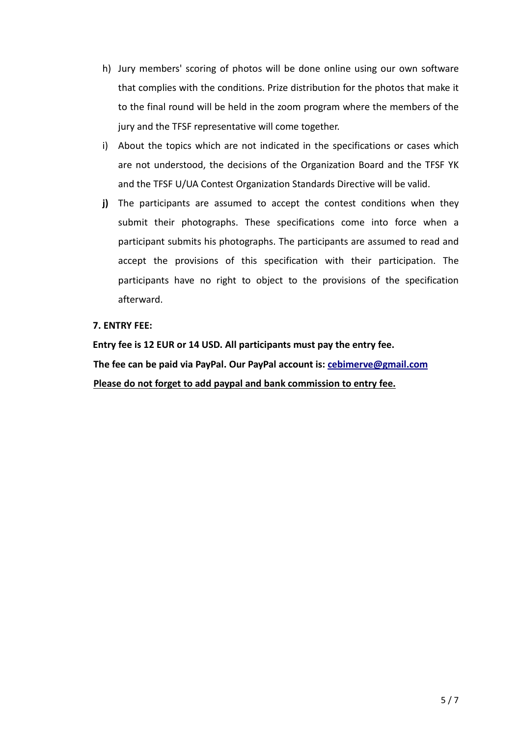h) Jury members' scoring of photos will be done online using our own software that complies with the conditions. Prize distribution for the photos that make it to the final round will be held in the zoom program where the members of the jury and the TFSF representative will come together.

i) About the topics which are not indicated in the specifications or cases which are not understood, the decisions of the Organization Board and the TFSF YK and the TFSF U/UA Contest Organization Standards Directive will be valid.

**j)** The participants are assumed to accept the contest conditions when they submit their photographs. These specifications come into force when a participant submits his photographs. The participants are assumed to read and accept the provisions of this specification with their participation. The participants have no right to object to the provisions of the specification afterward.

**7. ENTRY FEE:**

**Entry fee is 12 EUR or 14 USD. All participants must pay the entry fee.**

**The fee can be paid via PayPal. Our PayPal account is: cebimerve@gmail.com**

**Please do not forget to add paypal and bank commission to entry fee.**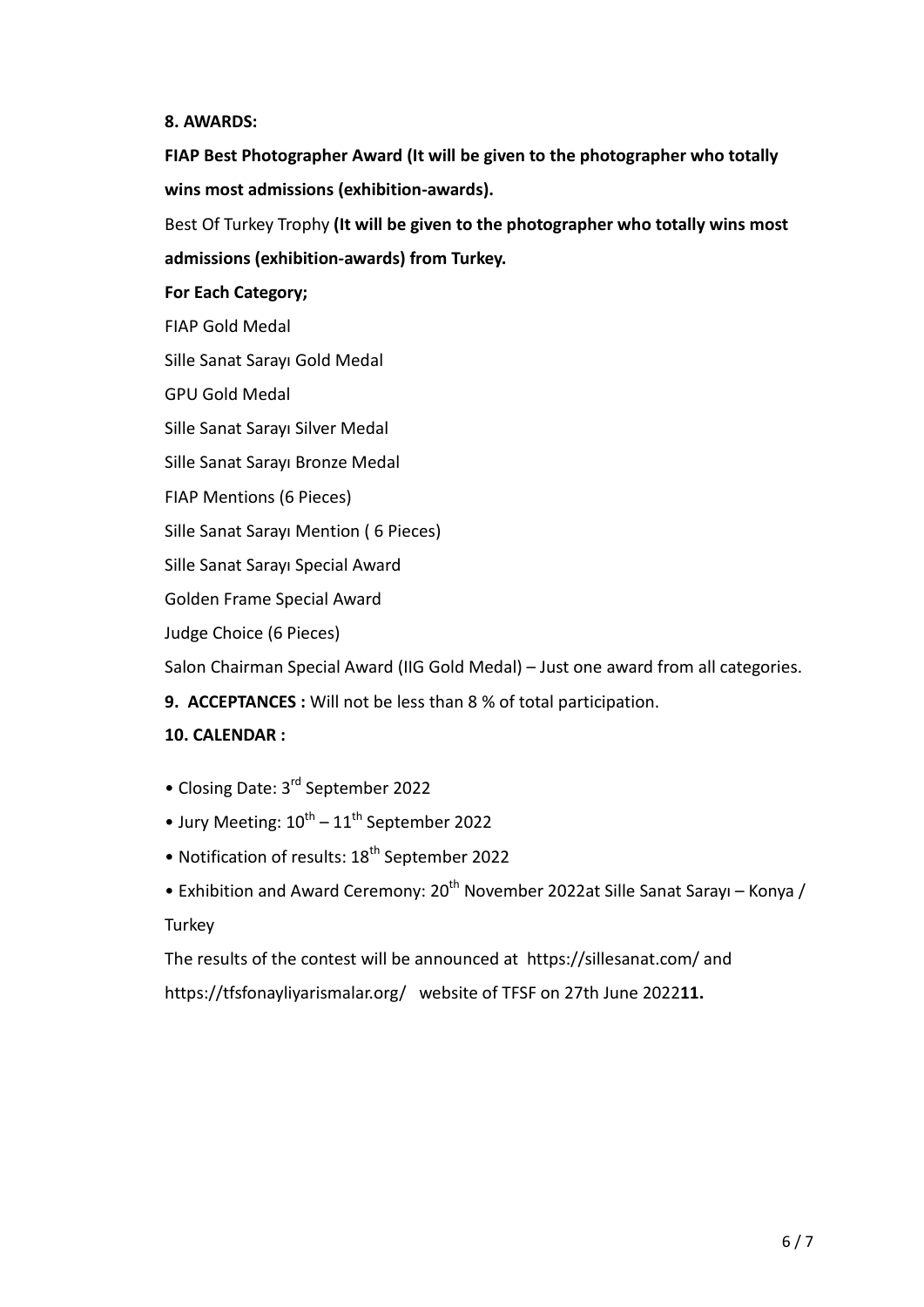**8. AWARDS:**

**FIAP Best Photographer Award (It will be given to the photographer who totally wins most admissions (exhibition-awards).**

Best Of Turkey Trophy **(It will be given to the photographer who totally wins most admissions (exhibition-awards) from Turkey.**

**For Each Category;**

FIAP Gold Medal

Sille Sanat Sarayı Gold Medal

GPU Gold Medal

Sille Sanat Sarayı Silver Medal

Sille Sanat Sarayı Bronze Medal

FIAP Mentions (6 Pieces)

Sille Sanat Sarayı Mention ( 6 Pieces)

Sille Sanat Sarayı Special Award

Golden Frame Special Award

Judge Choice (6 Pieces)

Salon Chairman Special Award (IIG Gold Medal) – Just one award from all categories.

**9. ACCEPTANCES :** Will not be less than 8 % of total participation.

**10. CALENDAR :**

- Closing Date: 3rd September 2022
- Jury Meeting: 10th – 11th September 2022
- Notification of results: 18th September 2022
- Exhibition and Award Ceremony: 20th November 2022at Sille Sanat Sarayı – Konya / Turkey

The results of the contest will be announced at https://sillesanat.com/ and https://tfsfonayliyarismalar.org/ website of TFSF on 27th June 2022**11.**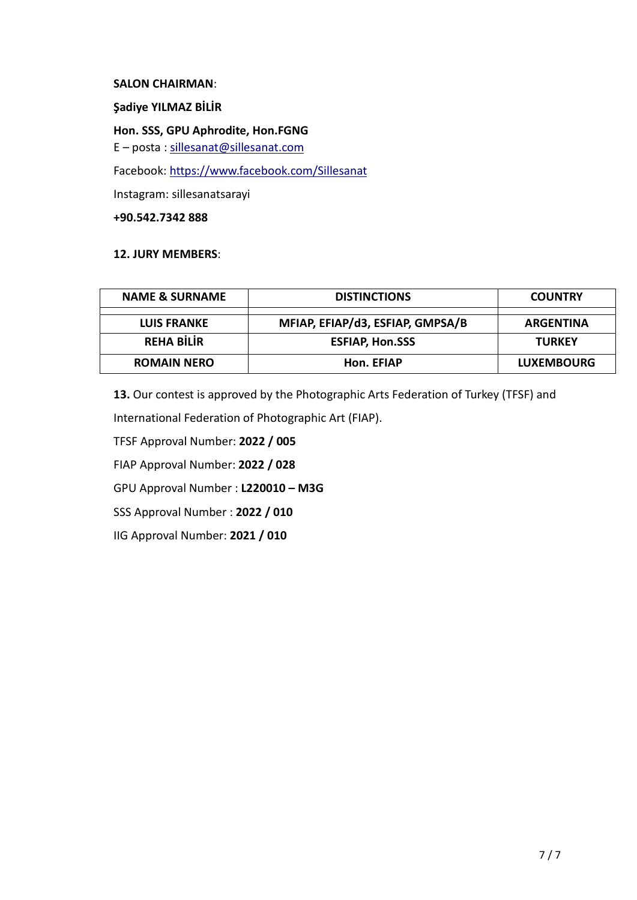**SALON CHAIRMAN**:

**Şadiye YILMAZ BİLİR**

**Hon. SSS, GPU Aphrodite, Hon.FGNG**

E – posta : sillesanat@sillesanat.com

Facebook: https://www.facebook.com/Sillesanat

Instagram: sillesanatsarayi

**+90.542.7342 888**

**12. JURY MEMBERS**:

| NAME & SURNAME | DISTINCTIONS | COUNTRY |
|---|---|---|
| **LUIS FRANKE** | **MFIAP, EFIAP/d3, ESFIAP, GMPSA/B** | **ARGENTINA** |
| **REHA BİLİR** | **ESFIAP, Hon.SSS** | **TURKEY** |
| **ROMAIN NERO** | **Hon. EFIAP** | **LUXEMBOURG** |

**13.** Our contest is approved by the Photographic Arts Federation of Turkey (TFSF) and International Federation of Photographic Art (FIAP).

TFSF Approval Number: **2022 / 005**

FIAP Approval Number: **2022 / 028**

GPU Approval Number : **L220010 – M3G**

SSS Approval Number : **2022 / 010**

IIG Approval Number: **2021 / 010**